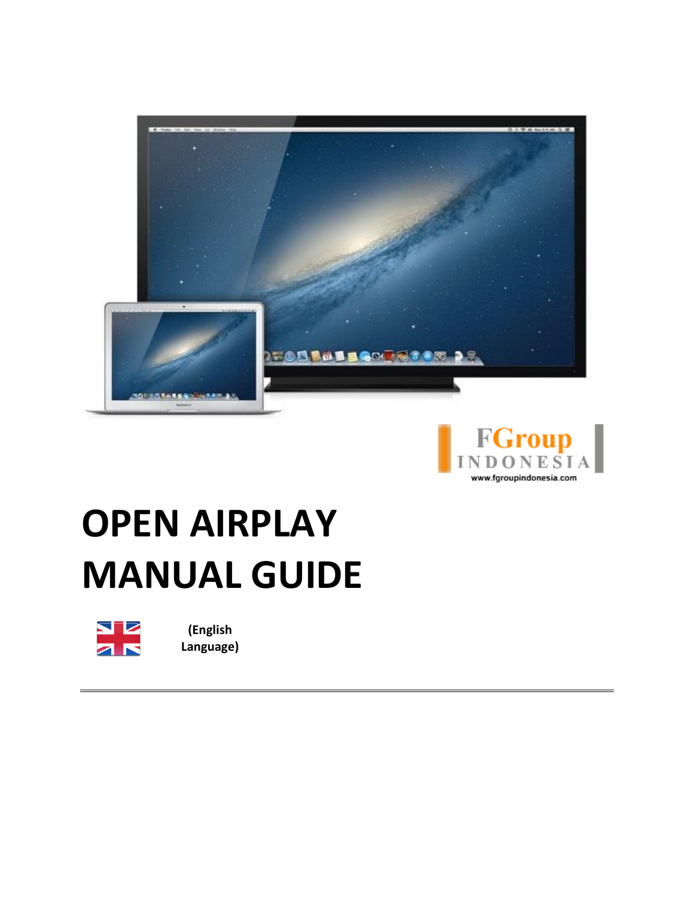FGroup INDONESIA
www.fgroupindonesia.com

# OPEN AIRPLAY MANUAL GUIDE

(English Language)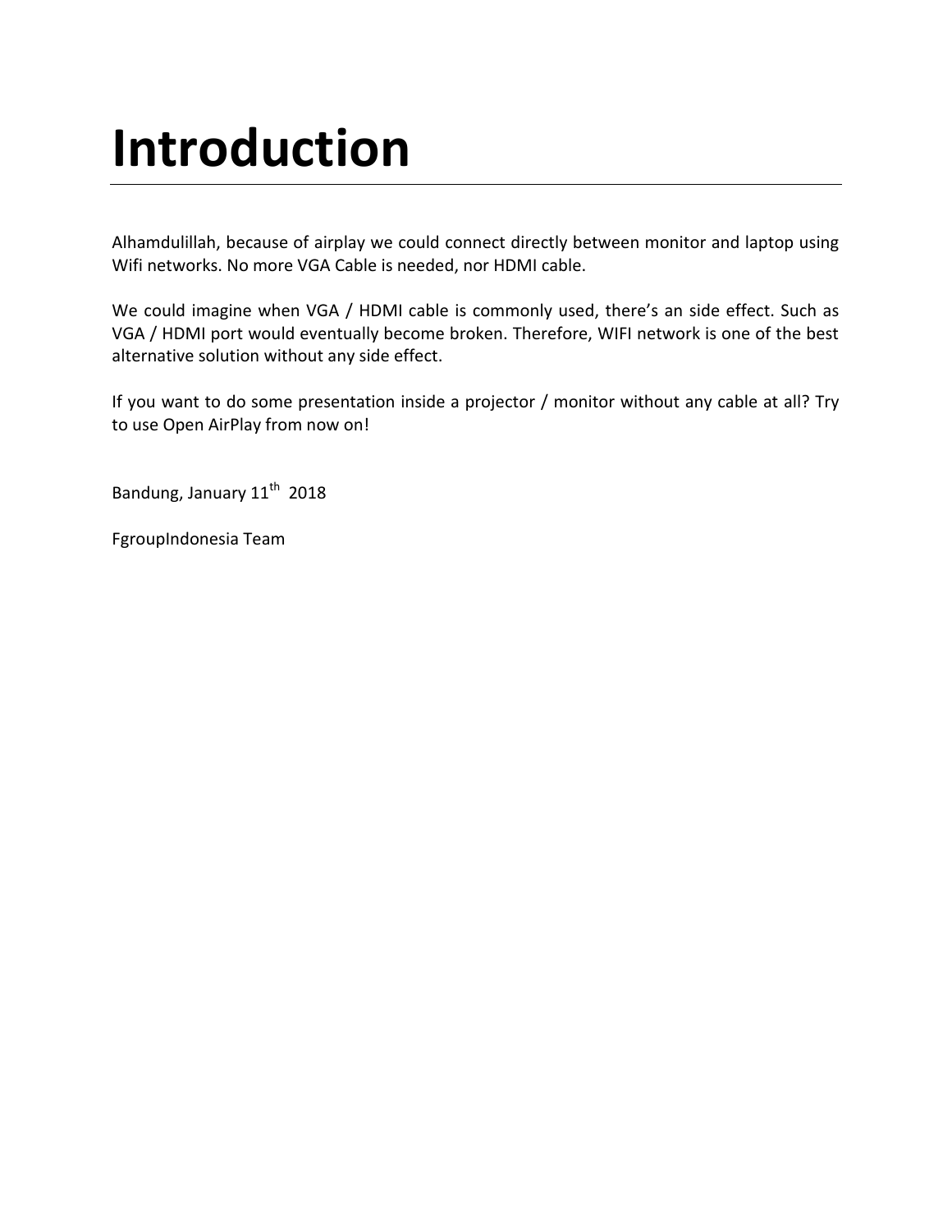# Introduction

Alhamdulillah, because of airplay we could connect directly between monitor and laptop using Wifi networks. No more VGA Cable is needed, nor HDMI cable.

We could imagine when VGA / HDMI cable is commonly used, there's an side effect. Such as VGA / HDMI port would eventually become broken. Therefore, WIFI network is one of the best alternative solution without any side effect.

If you want to do some presentation inside a projector / monitor without any cable at all? Try to use Open AirPlay from now on!

Bandung, January 11th 2018

FgroupIndonesia Team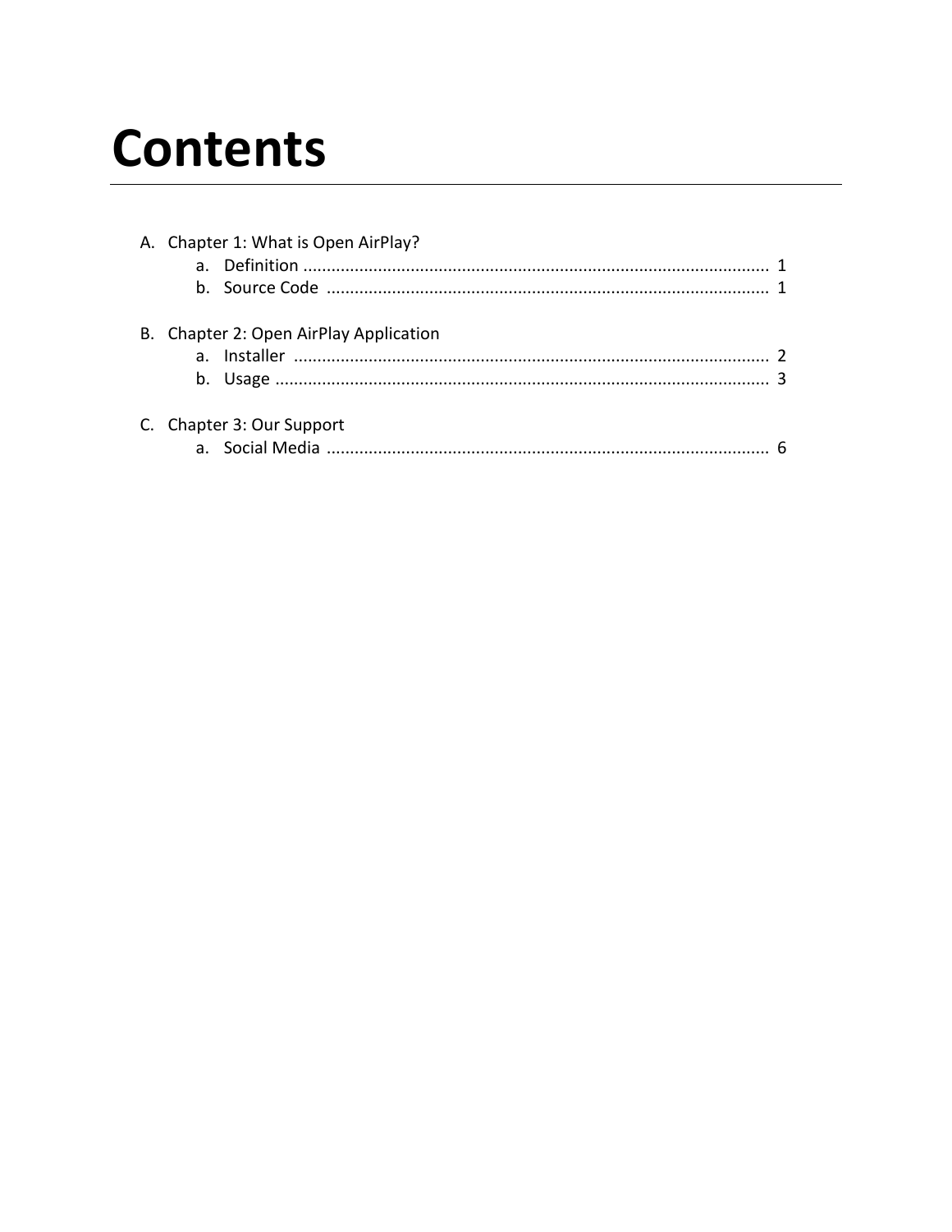# Contents

A. Chapter 1: What is Open AirPlay?
    a. Definition .................................................................................................. 1
    b. Source Code .............................................................................................. 1

B. Chapter 2: Open AirPlay Application
    a. Installer ..................................................................................................... 2
    b. Usage ........................................................................................................ 3

C. Chapter 3: Our Support
    a. Social Media .............................................................................................. 6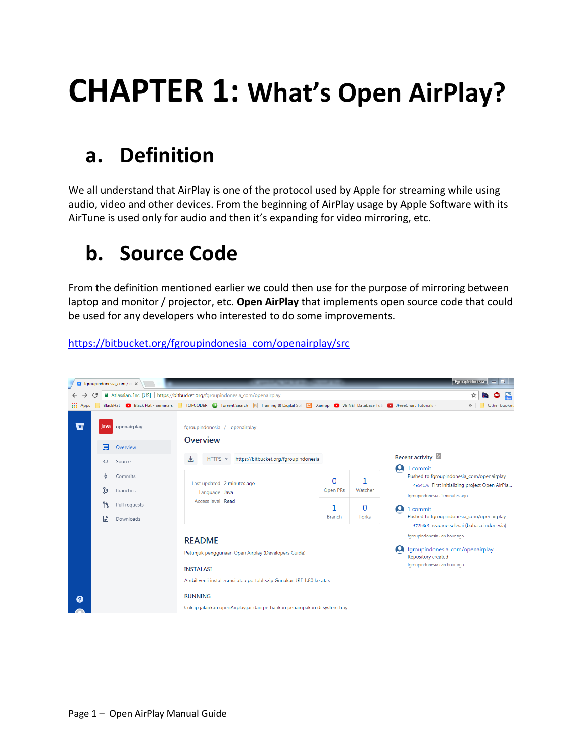# CHAPTER 1: What's Open AirPlay?

## a. Definition

We all understand that AirPlay is one of the protocol used by Apple for streaming while using audio, video and other devices. From the beginning of AirPlay usage by Apple Software with its AirTune is used only for audio and then it's expanding for video mirroring, etc.

## b. Source Code

From the definition mentioned earlier we could then use for the purpose of mirroring between laptop and monitor / projector, etc. **Open AirPlay** that implements open source code that could be used for any developers who interested to do some improvements.

https://bitbucket.org/fgroupindonesia_com/openairplay/src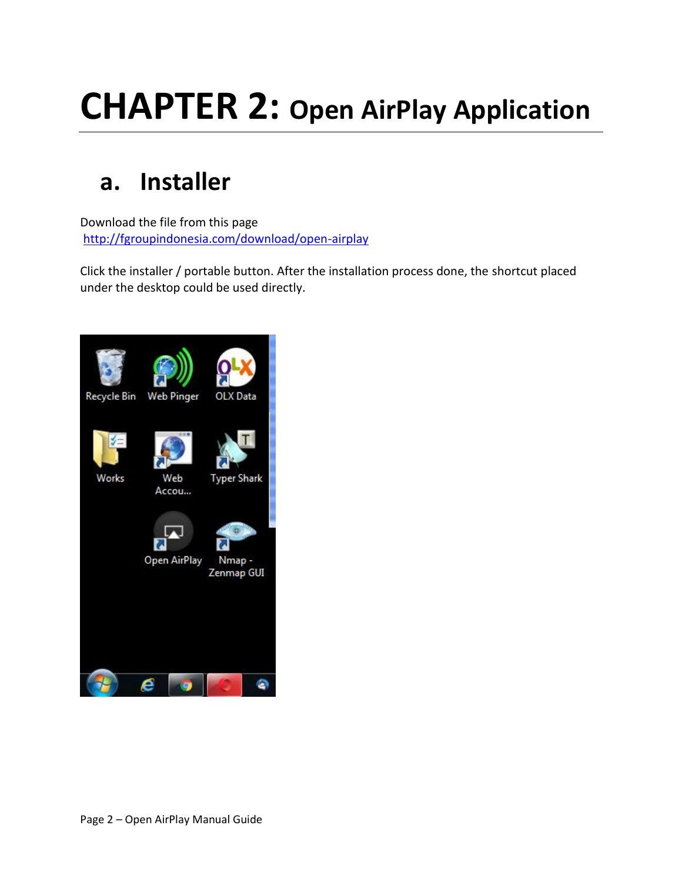# CHAPTER 2: Open AirPlay Application

## a. Installer

Download the file from this page
http://fgroupindonesia.com/download/open-airplay

Click the installer / portable button. After the installation process done, the shortcut placed under the desktop could be used directly.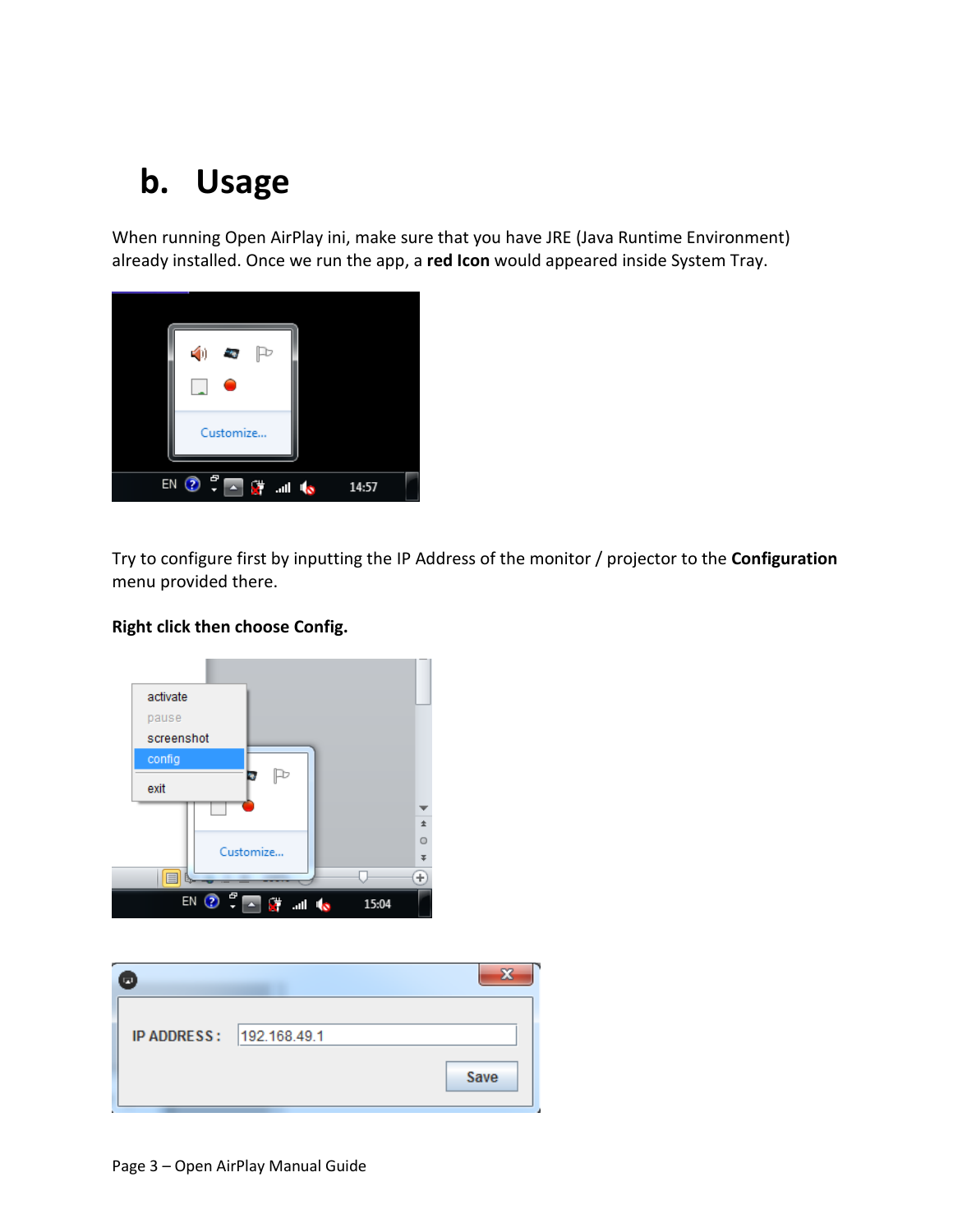# b. Usage

When running Open AirPlay ini, make sure that you have JRE (Java Runtime Environment) already installed. Once we run the app, a **red Icon** would appeared inside System Tray.

Try to configure first by inputting the IP Address of the monitor / projector to the **Configuration** menu provided there.

**Right click then choose Config.**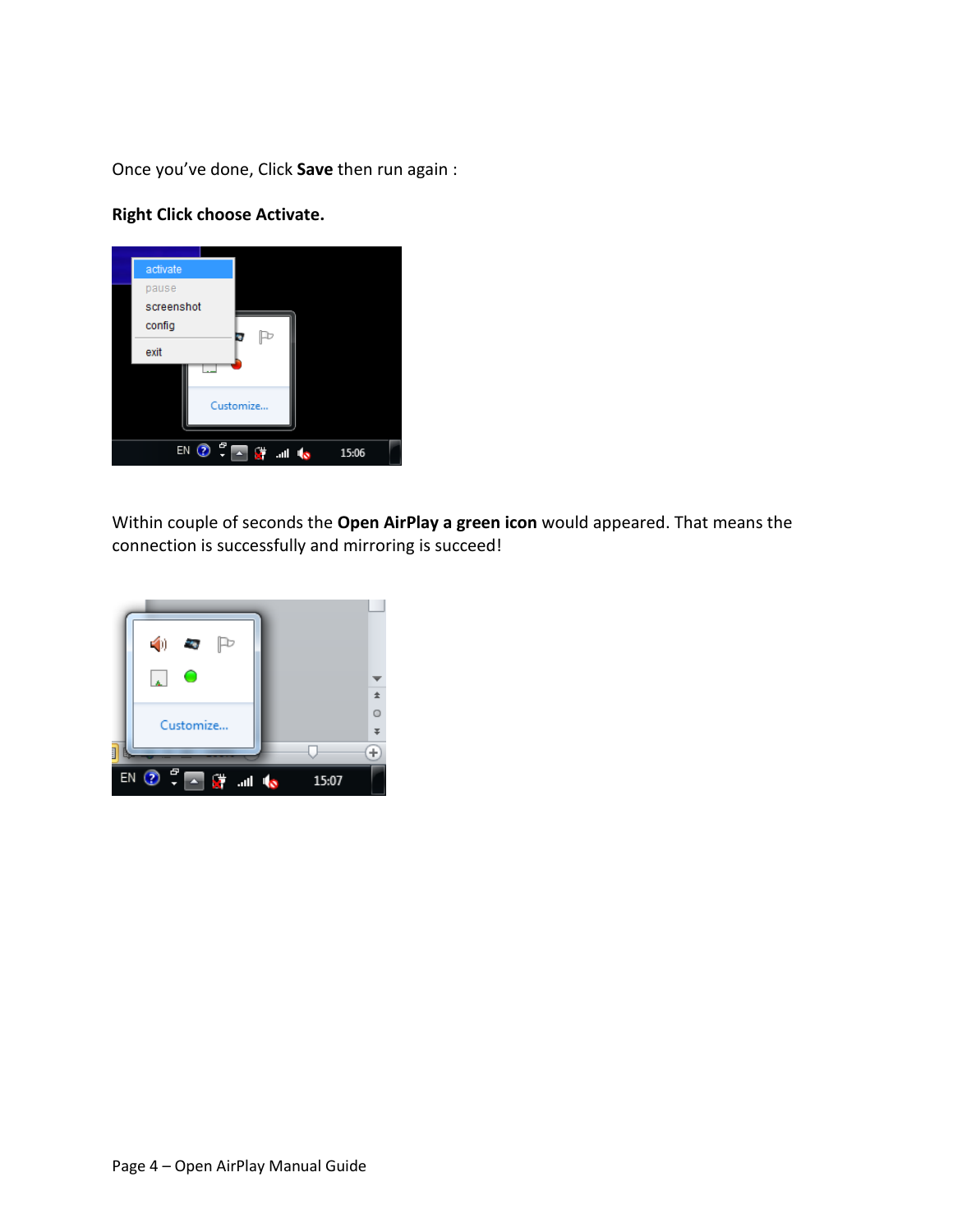Once you've done, Click **Save** then run again :

**Right Click choose Activate.**

Within couple of seconds the **Open AirPlay a green icon** would appeared. That means the connection is successfully and mirroring is succeed!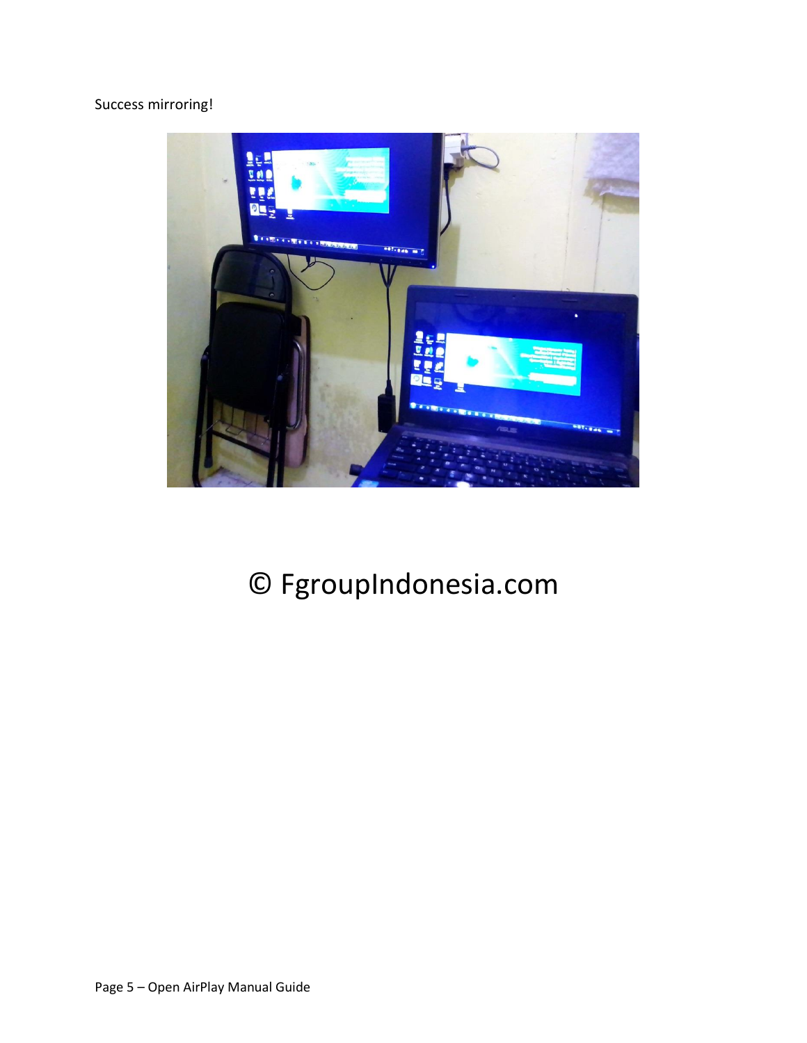Success mirroring!

© FgroupIndonesia.com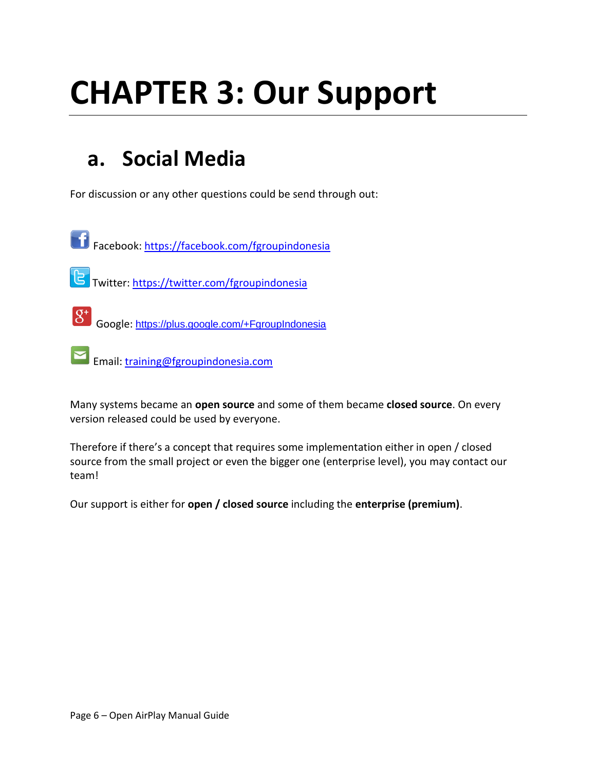# CHAPTER 3: Our Support

## a. Social Media

For discussion or any other questions could be send through out:

Facebook: https://facebook.com/fgroupindonesia

Twitter: https://twitter.com/fgroupindonesia

Google: https://plus.google.com/+FgroupIndonesia

Email: training@fgroupindonesia.com

Many systems became an **open source** and some of them became **closed source**. On every version released could be used by everyone.

Therefore if there's a concept that requires some implementation either in open / closed source from the small project or even the bigger one (enterprise level), you may contact our team!

Our support is either for **open / closed source** including the **enterprise (premium)**.